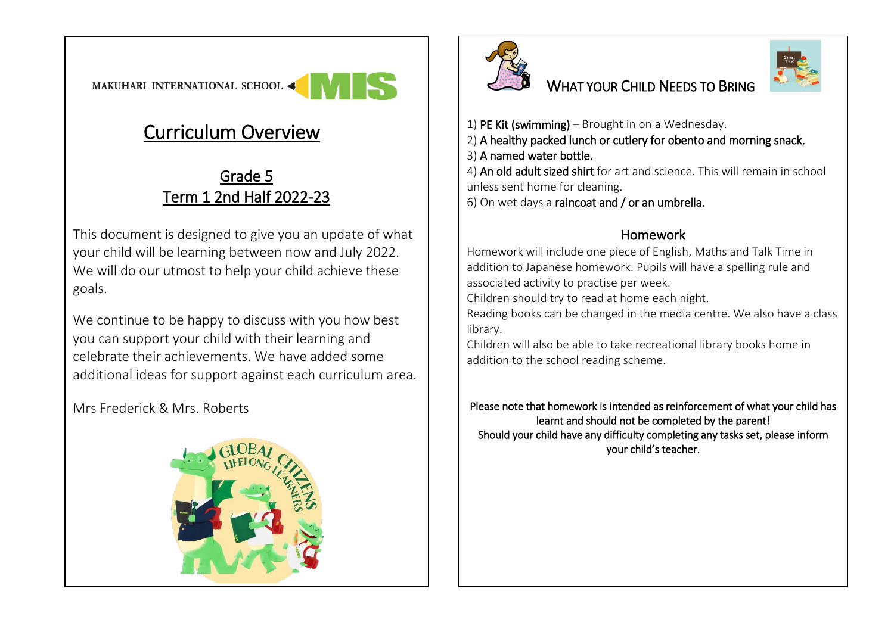MAKUHARI INTERNATIONAL SCHOOL MIS

# Curriculum Overview

## Grade 5
## Term 1 2nd Half 2022-23

This document is designed to give you an update of what your child will be learning between now and July 2022. We will do our utmost to help your child achieve these goals.

We continue to be happy to discuss with you how best you can support your child with their learning and celebrate their achievements. We have added some additional ideas for support against each curriculum area.

Mrs Frederick & Mrs. Roberts

## What Your Child Needs to Bring

1) **PE Kit (swimming)** – Brought in on a Wednesday.
2) **A healthy packed lunch or cutlery for obento and morning snack.**
3) **A named water bottle.**
4) **An old adult sized shirt** for art and science. This will remain in school unless sent home for cleaning.
6) On wet days a **raincoat and / or an umbrella.**

## Homework

Homework will include one piece of English, Maths and Talk Time in addition to Japanese homework. Pupils will have a spelling rule and associated activity to practise per week.

Children should try to read at home each night.

Reading books can be changed in the media centre. We also have a class library.

Children will also be able to take recreational library books home in addition to the school reading scheme.

**Please note that homework is intended as reinforcement of what your child has learnt and should not be completed by the parent!**
**Should your child have any difficulty completing any tasks set, please inform your child's teacher.**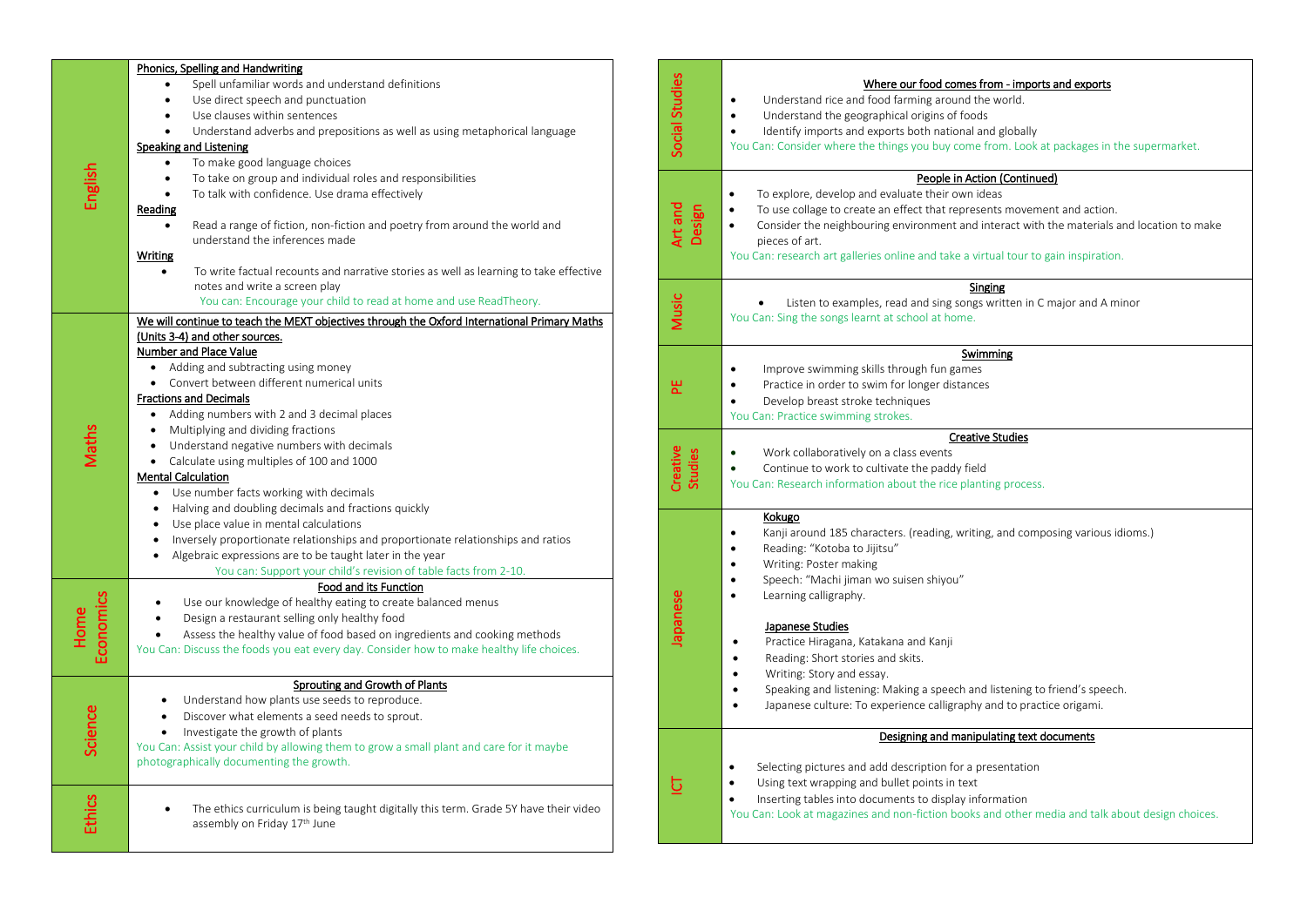## English

**Phonics, Spelling and Handwriting**

- Spell unfamiliar words and understand definitions
- Use direct speech and punctuation
- Use clauses within sentences
- Understand adverbs and prepositions as well as using metaphorical language

**Speaking and Listening**

- To make good language choices
- To take on group and individual roles and responsibilities
- To talk with confidence. Use drama effectively

**Reading**

- Read a range of fiction, non-fiction and poetry from around the world and understand the inferences made

**Writing**

- To write factual recounts and narrative stories as well as learning to take effective notes and write a screen play

You can: Encourage your child to read at home and use ReadTheory.

## Maths

**We will continue to teach the MEXT objectives through the Oxford International Primary Maths (Units 3-4) and other sources.**

**Number and Place Value**

- Adding and subtracting using money
- Convert between different numerical units

**Fractions and Decimals**

- Adding numbers with 2 and 3 decimal places
- Multiplying and dividing fractions
- Understand negative numbers with decimals
- Calculate using multiples of 100 and 1000

**Mental Calculation**

- Use number facts working with decimals
- Halving and doubling decimals and fractions quickly
- Use place value in mental calculations
- Inversely proportionate relationships and proportionate relationships and ratios
- Algebraic expressions are to be taught later in the year

You can: Support your child's revision of table facts from 2-10.

## Home Economics

**Food and its Function**

- Use our knowledge of healthy eating to create balanced menus
- Design a restaurant selling only healthy food
- Assess the healthy value of food based on ingredients and cooking methods

You Can: Discuss the foods you eat every day. Consider how to make healthy life choices.

## Science

**Sprouting and Growth of Plants**

- Understand how plants use seeds to reproduce.
- Discover what elements a seed needs to sprout.
- Investigate the growth of plants

You Can: Assist your child by allowing them to grow a small plant and care for it maybe photographically documenting the growth.

## Ethics

- The ethics curriculum is being taught digitally this term. Grade 5Y have their video assembly on Friday 17th June

## Social Studies

**Where our food comes from - imports and exports**

- Understand rice and food farming around the world.
- Understand the geographical origins of foods
- Identify imports and exports both national and globally

You Can: Consider where the things you buy come from. Look at packages in the supermarket.

## Art and Design

**People in Action (Continued)**

- To explore, develop and evaluate their own ideas
- To use collage to create an effect that represents movement and action.
- Consider the neighbouring environment and interact with the materials and location to make pieces of art.

You Can: research art galleries online and take a virtual tour to gain inspiration.

## Music

**Singing**

- Listen to examples, read and sing songs written in C major and A minor

You Can: Sing the songs learnt at school at home.

## PE

**Swimming**

- Improve swimming skills through fun games
- Practice in order to swim for longer distances
- Develop breast stroke techniques

You Can: Practice swimming strokes.

## Creative Studies

**Creative Studies**

- Work collaboratively on a class events
- Continue to work to cultivate the paddy field

You Can: Research information about the rice planting process.

## Japanese

**Kokugo**

- Kanji around 185 characters. (reading, writing, and composing various idioms.)
- Reading: "Kotoba to Jijitsu"
- Writing: Poster making
- Speech: "Machi jiman wo suisen shiyou"
- Learning calligraphy.

**Japanese Studies**

- Practice Hiragana, Katakana and Kanji
- Reading: Short stories and skits.
- Writing: Story and essay.
- Speaking and listening: Making a speech and listening to friend's speech.
- Japanese culture: To experience calligraphy and to practice origami.

## ICT

**Designing and manipulating text documents**

- Selecting pictures and add description for a presentation
- Using text wrapping and bullet points in text
- Inserting tables into documents to display information

You Can: Look at magazines and non-fiction books and other media and talk about design choices.